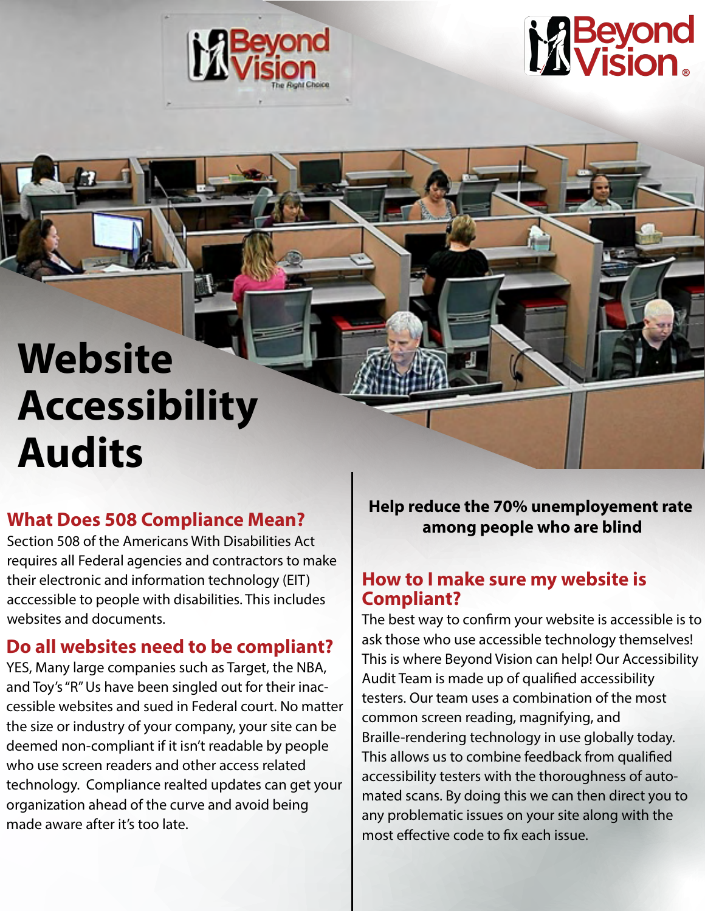Beyond Vision®

# Website Accessibility Audits

## What Does 508 Compliance Mean?

Section 508 of the Americans With Disabilities Act requires all Federal agencies and contractors to make their electronic and information technology (EIT) acccessible to people with disabilities. This includes websites and documents.

## Do all websites need to be compliant?

YES, Many large companies such as Target, the NBA, and Toy's "R" Us have been singled out for their inaccessible websites and sued in Federal court. No matter the size or industry of your company, your site can be deemed non-compliant if it isn't readable by people who use screen readers and other access related technology. Compliance realted updates can get your organization ahead of the curve and avoid being made aware after it's too late.

**Help reduce the 70% unemployement rate among people who are blind**

## How to I make sure my website is Compliant?

The best way to confirm your website is accessible is to ask those who use accessible technology themselves! This is where Beyond Vision can help! Our Accessibility Audit Team is made up of qualified accessibility testers. Our team uses a combination of the most common screen reading, magnifying, and Braille-rendering technology in use globally today. This allows us to combine feedback from qualified accessibility testers with the thoroughness of automated scans. By doing this we can then direct you to any problematic issues on your site along with the most effective code to fix each issue.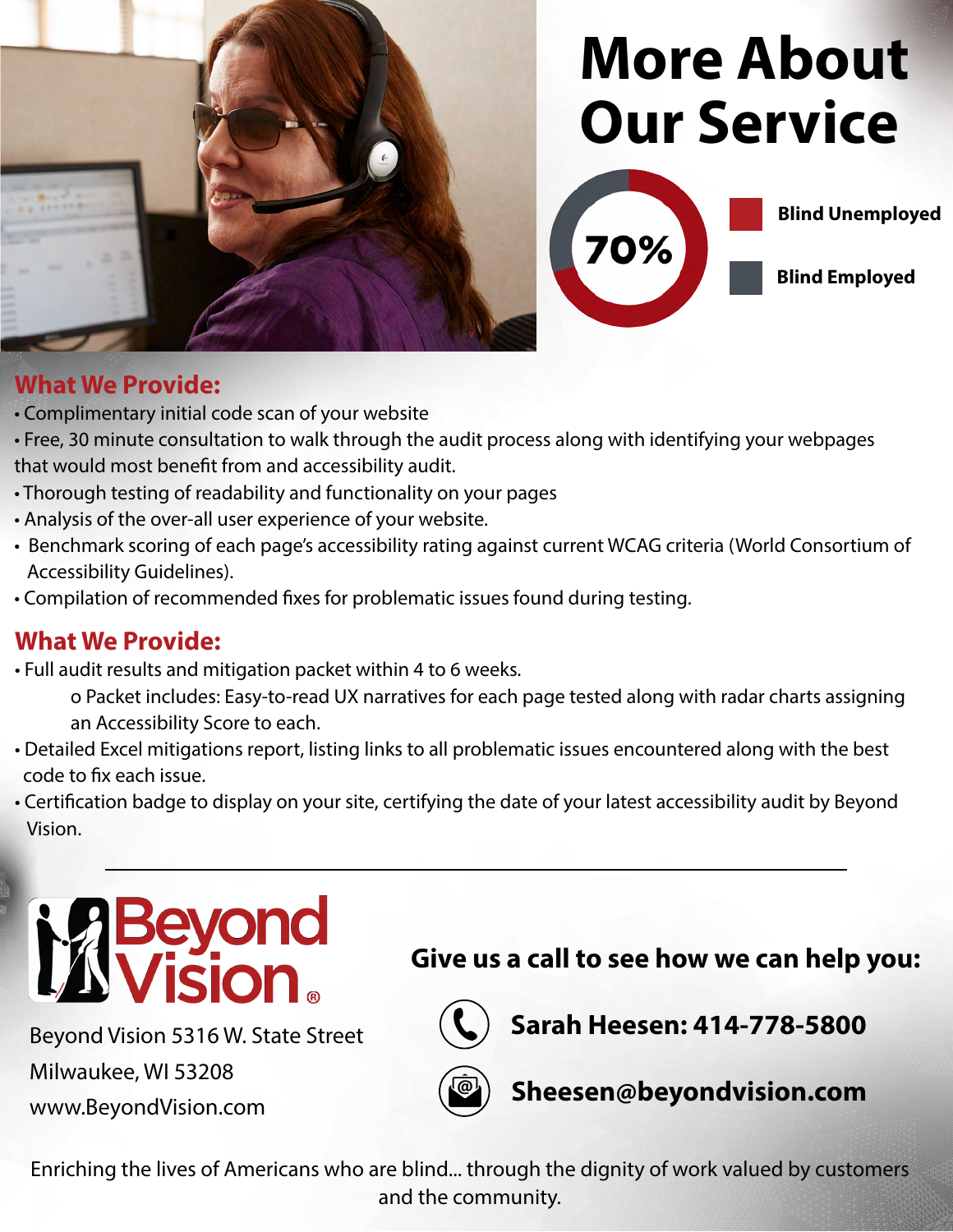# More About Our Service

70%

Blind Unemployed

Blind Employed

## What We Provide:

- Complimentary initial code scan of your website
- Free, 30 minute consultation to walk through the audit process along with identifying your webpages that would most benefit from and accessibility audit.
- Thorough testing of readability and functionality on your pages
- Analysis of the over-all user experience of your website.
- Benchmark scoring of each page's accessibility rating against current WCAG criteria (World Consortium of Accessibility Guidelines).
- Compilation of recommended fixes for problematic issues found during testing.

## What We Provide:

- Full audit results and mitigation packet within 4 to 6 weeks.
  - o Packet includes: Easy-to-read UX narratives for each page tested along with radar charts assigning an Accessibility Score to each.
- Detailed Excel mitigations report, listing links to all problematic issues encountered along with the best code to fix each issue.
- Certification badge to display on your site, certifying the date of your latest accessibility audit by Beyond Vision.

---

Beyond Vision®

Beyond Vision 5316 W. State Street
Milwaukee, WI 53208
www.BeyondVision.com

**Give us a call to see how we can help you:**

**Sarah Heesen: 414-778-5800**

**Sheesen@beyondvision.com**

Enriching the lives of Americans who are blind... through the dignity of work valued by customers and the community.